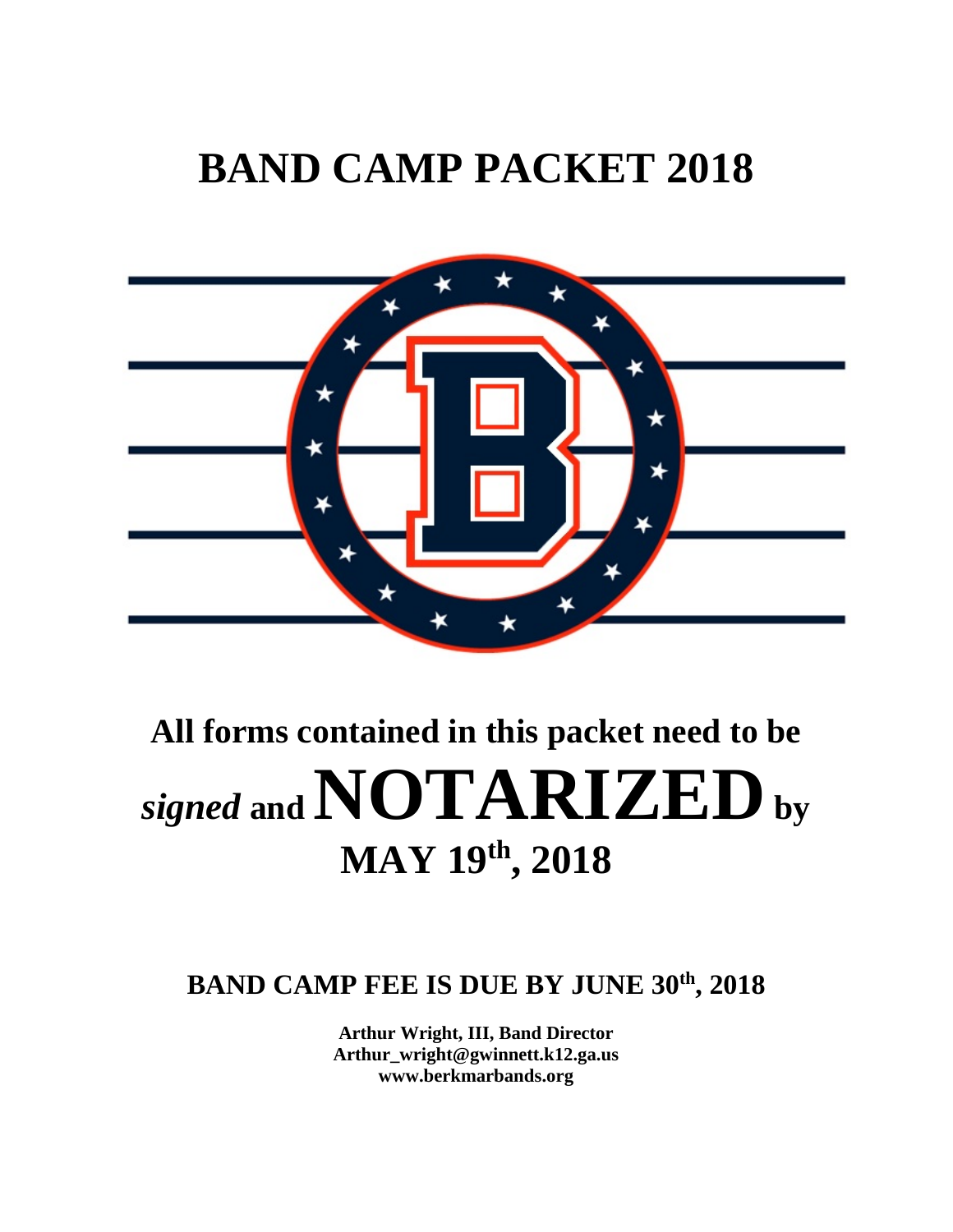# BAND CAMP PACKET 2018

## All forms contained in this packet need to be *signed* and NOTARIZED by MAY 19th, 2018

### BAND CAMP FEE IS DUE BY JUNE 30th, 2018

**Arthur Wright, III, Band Director**
**Arthur_wright@gwinnett.k12.ga.us**
**www.berkmarbands.org**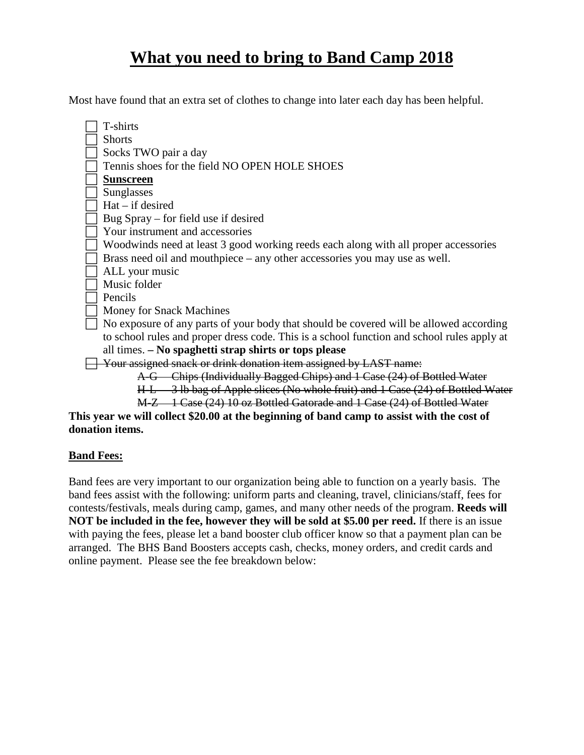# What you need to bring to Band Camp 2018

Most have found that an extra set of clothes to change into later each day has been helpful.

- [ ] T-shirts
- [ ] Shorts
- [ ] Socks TWO pair a day
- [ ] Tennis shoes for the field NO OPEN HOLE SHOES
- [ ] **Sunscreen**
- [ ] Sunglasses
- [ ] Hat – if desired
- [ ] Bug Spray – for field use if desired
- [ ] Your instrument and accessories
- [ ] Woodwinds need at least 3 good working reeds each along with all proper accessories
- [ ] Brass need oil and mouthpiece – any other accessories you may use as well.
- [ ] ALL your music
- [ ] Music folder
- [ ] Pencils
- [ ] Money for Snack Machines
- [ ] No exposure of any parts of your body that should be covered will be allowed according to school rules and proper dress code. This is a school function and school rules apply at all times. **– No spaghetti strap shirts or tops please**
- [ ] ~~Your assigned snack or drink donation item assigned by LAST name:~~
  - ~~A-G – Chips (Individually Bagged Chips) and 1 Case (24) of Bottled Water~~
  - ~~H-L – 3 lb bag of Apple slices (No whole fruit) and 1 Case (24) of Bottled Water~~
  - ~~M-Z – 1 Case (24) 10 oz Bottled Gatorade and 1 Case (24) of Bottled Water~~

**This year we will collect $20.00 at the beginning of band camp to assist with the cost of donation items.**

**Band Fees:**

Band fees are very important to our organization being able to function on a yearly basis. The band fees assist with the following: uniform parts and cleaning, travel, clinicians/staff, fees for contests/festivals, meals during camp, games, and many other needs of the program. **Reeds will NOT be included in the fee, however they will be sold at $5.00 per reed.** If there is an issue with paying the fees, please let a band booster club officer know so that a payment plan can be arranged. The BHS Band Boosters accepts cash, checks, money orders, and credit cards and online payment. Please see the fee breakdown below: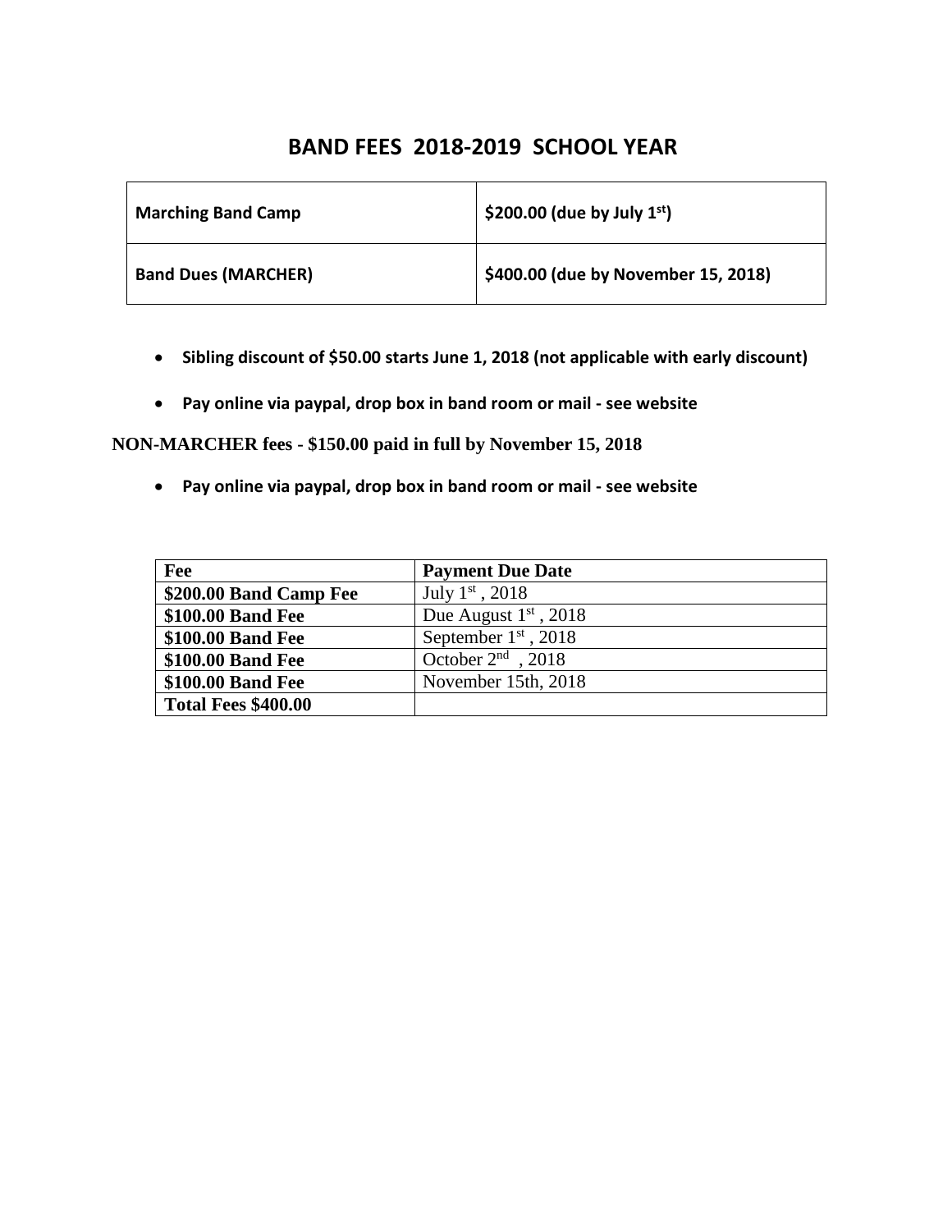# BAND FEES 2018-2019 SCHOOL YEAR

| **Marching Band Camp** | **$200.00 (due by July 1st)** |
|---|---|
| **Band Dues (MARCHER)** | **$400.00 (due by November 15, 2018)** |

- **Sibling discount of $50.00 starts June 1, 2018 (not applicable with early discount)**
- **Pay online via paypal, drop box in band room or mail - see website**

**NON-MARCHER fees - $150.00 paid in full by November 15, 2018**

- **Pay online via paypal, drop box in band room or mail - see website**

| **Fee** | **Payment Due Date** |
|---|---|
| **$200.00 Band Camp Fee** | July 1st , 2018 |
| **$100.00 Band Fee** | Due August 1st , 2018 |
| **$100.00 Band Fee** | September 1st , 2018 |
| **$100.00 Band Fee** | October 2nd , 2018 |
| **$100.00 Band Fee** | November 15th, 2018 |
| **Total Fees $400.00** | |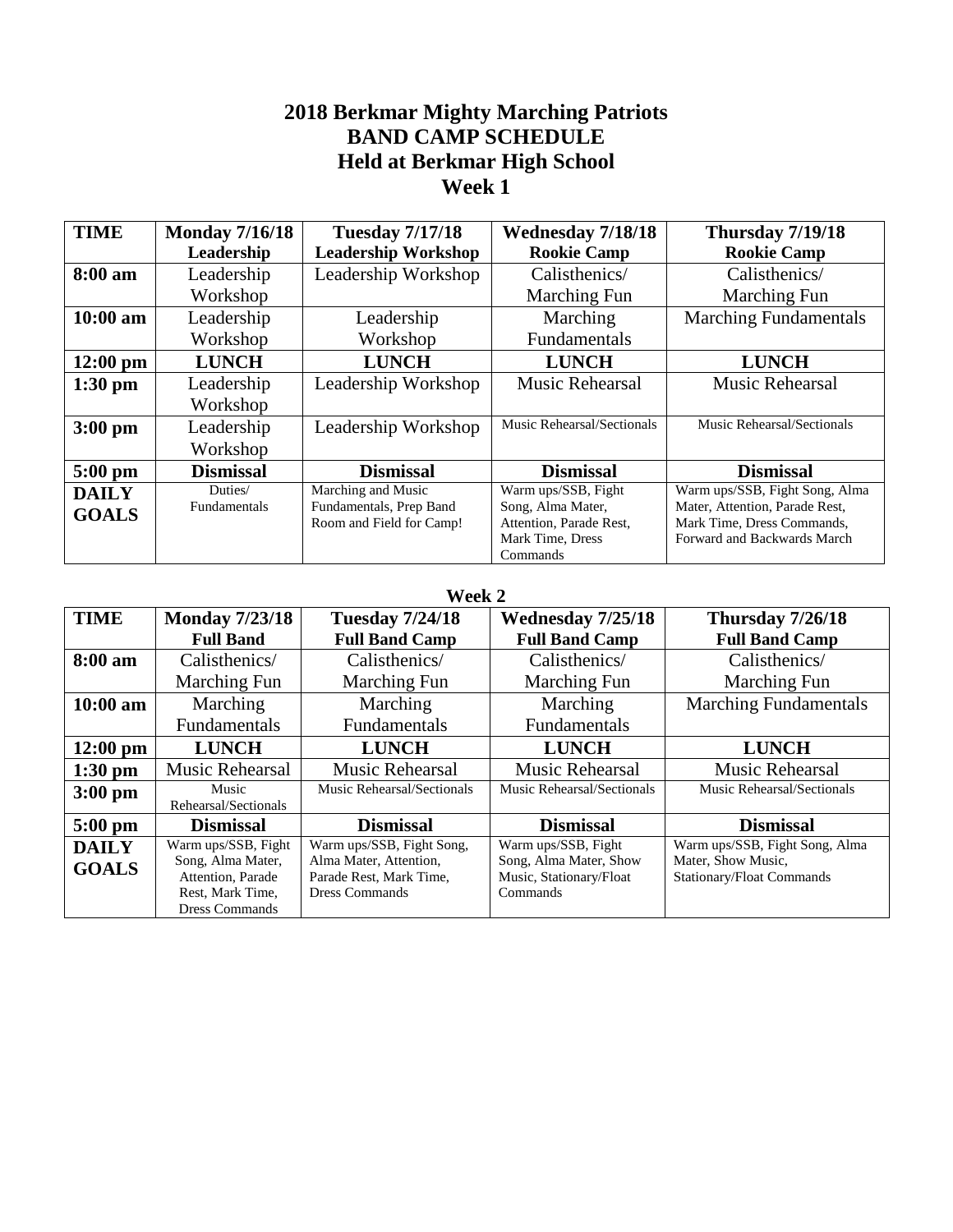# 2018 Berkmar Mighty Marching Patriots
# BAND CAMP SCHEDULE
# Held at Berkmar High School
# Week 1

| TIME | Monday 7/16/18<br>Leadership | Tuesday 7/17/18<br>Leadership Workshop | Wednesday 7/18/18<br>Rookie Camp | Thursday 7/19/18<br>Rookie Camp |
|---|---|---|---|---|
| **8:00 am** | Leadership Workshop | Leadership Workshop | Calisthenics/ Marching Fun | Calisthenics/ Marching Fun |
| **10:00 am** | Leadership Workshop | Leadership Workshop | Marching Fundamentals | Marching Fundamentals |
| **12:00 pm** | **LUNCH** | **LUNCH** | **LUNCH** | **LUNCH** |
| **1:30 pm** | Leadership Workshop | Leadership Workshop | Music Rehearsal | Music Rehearsal |
| **3:00 pm** | Leadership Workshop | Leadership Workshop | Music Rehearsal/Sectionals | Music Rehearsal/Sectionals |
| **5:00 pm** | **Dismissal** | **Dismissal** | **Dismissal** | **Dismissal** |
| **DAILY GOALS** | Duties/ Fundamentals | Marching and Music Fundamentals, Prep Band Room and Field for Camp! | Warm ups/SSB, Fight Song, Alma Mater, Attention, Parade Rest, Mark Time, Dress Commands | Warm ups/SSB, Fight Song, Alma Mater, Attention, Parade Rest, Mark Time, Dress Commands, Forward and Backwards March |

## Week 2

| TIME | Monday 7/23/18<br>Full Band | Tuesday 7/24/18<br>Full Band Camp | Wednesday 7/25/18<br>Full Band Camp | Thursday 7/26/18<br>Full Band Camp |
|---|---|---|---|---|
| **8:00 am** | Calisthenics/ Marching Fun | Calisthenics/ Marching Fun | Calisthenics/ Marching Fun | Calisthenics/ Marching Fun |
| **10:00 am** | Marching Fundamentals | Marching Fundamentals | Marching Fundamentals | Marching Fundamentals |
| **12:00 pm** | **LUNCH** | **LUNCH** | **LUNCH** | **LUNCH** |
| **1:30 pm** | Music Rehearsal | Music Rehearsal | Music Rehearsal | Music Rehearsal |
| **3:00 pm** | Music Rehearsal/Sectionals | Music Rehearsal/Sectionals | Music Rehearsal/Sectionals | Music Rehearsal/Sectionals |
| **5:00 pm** | **Dismissal** | **Dismissal** | **Dismissal** | **Dismissal** |
| **DAILY GOALS** | Warm ups/SSB, Fight Song, Alma Mater, Attention, Parade Rest, Mark Time, Dress Commands | Warm ups/SSB, Fight Song, Alma Mater, Attention, Parade Rest, Mark Time, Dress Commands | Warm ups/SSB, Fight Song, Alma Mater, Show Music, Stationary/Float Commands | Warm ups/SSB, Fight Song, Alma Mater, Show Music, Stationary/Float Commands |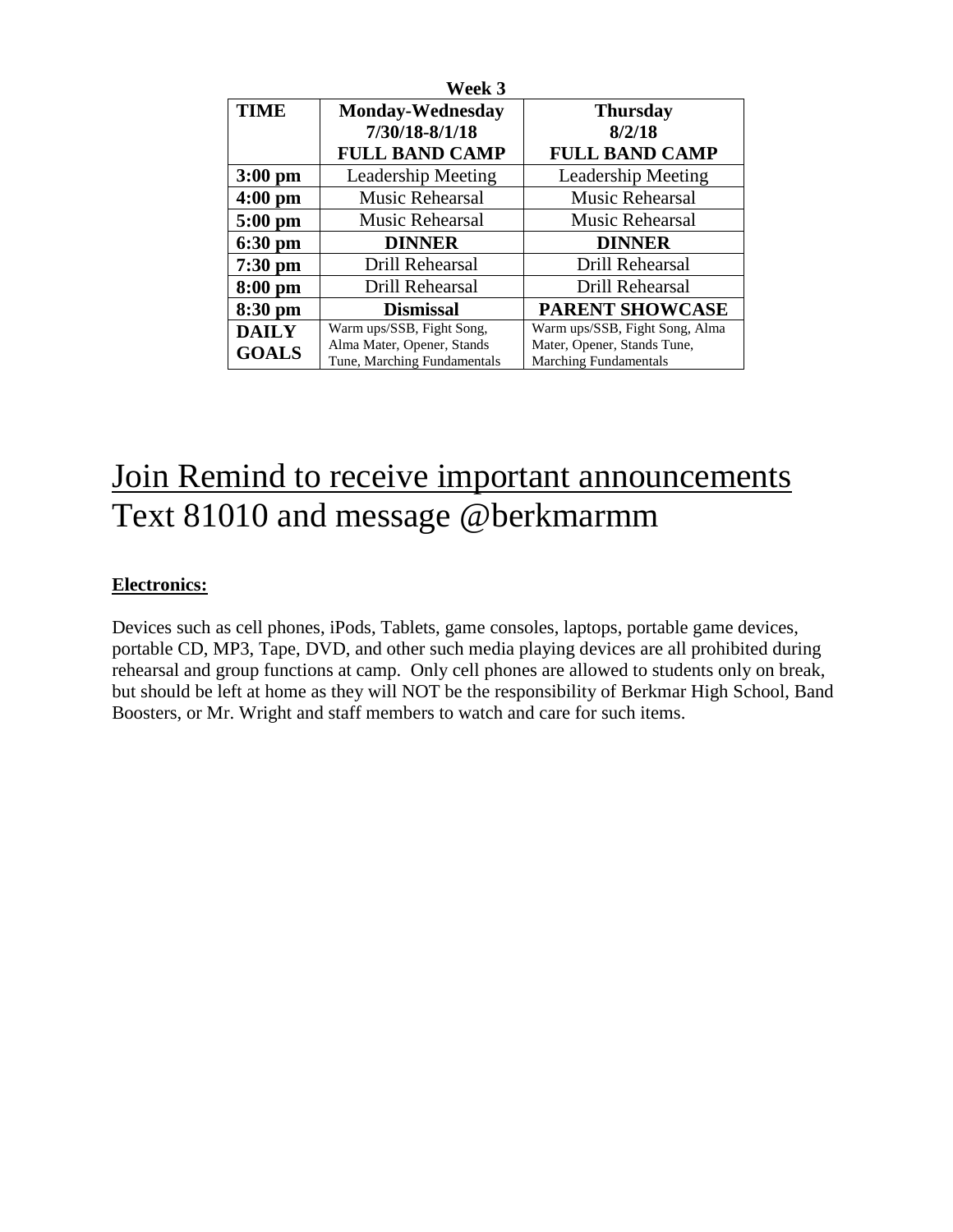**Week 3**

| TIME | Monday-Wednesday 7/30/18-8/1/18 FULL BAND CAMP | Thursday 8/2/18 FULL BAND CAMP |
|---|---|---|
| **3:00 pm** | Leadership Meeting | Leadership Meeting |
| **4:00 pm** | Music Rehearsal | Music Rehearsal |
| **5:00 pm** | Music Rehearsal | Music Rehearsal |
| **6:30 pm** | **DINNER** | **DINNER** |
| **7:30 pm** | Drill Rehearsal | Drill Rehearsal |
| **8:00 pm** | Drill Rehearsal | Drill Rehearsal |
| **8:30 pm** | **Dismissal** | **PARENT SHOWCASE** |
| **DAILY GOALS** | Warm ups/SSB, Fight Song, Alma Mater, Opener, Stands Tune, Marching Fundamentals | Warm ups/SSB, Fight Song, Alma Mater, Opener, Stands Tune, Marching Fundamentals |

# Join Remind to receive important announcements
# Text 81010 and message @berkmarmm

**Electronics:**

Devices such as cell phones, iPods, Tablets, game consoles, laptops, portable game devices, portable CD, MP3, Tape, DVD, and other such media playing devices are all prohibited during rehearsal and group functions at camp. Only cell phones are allowed to students only on break, but should be left at home as they will NOT be the responsibility of Berkmar High School, Band Boosters, or Mr. Wright and staff members to watch and care for such items.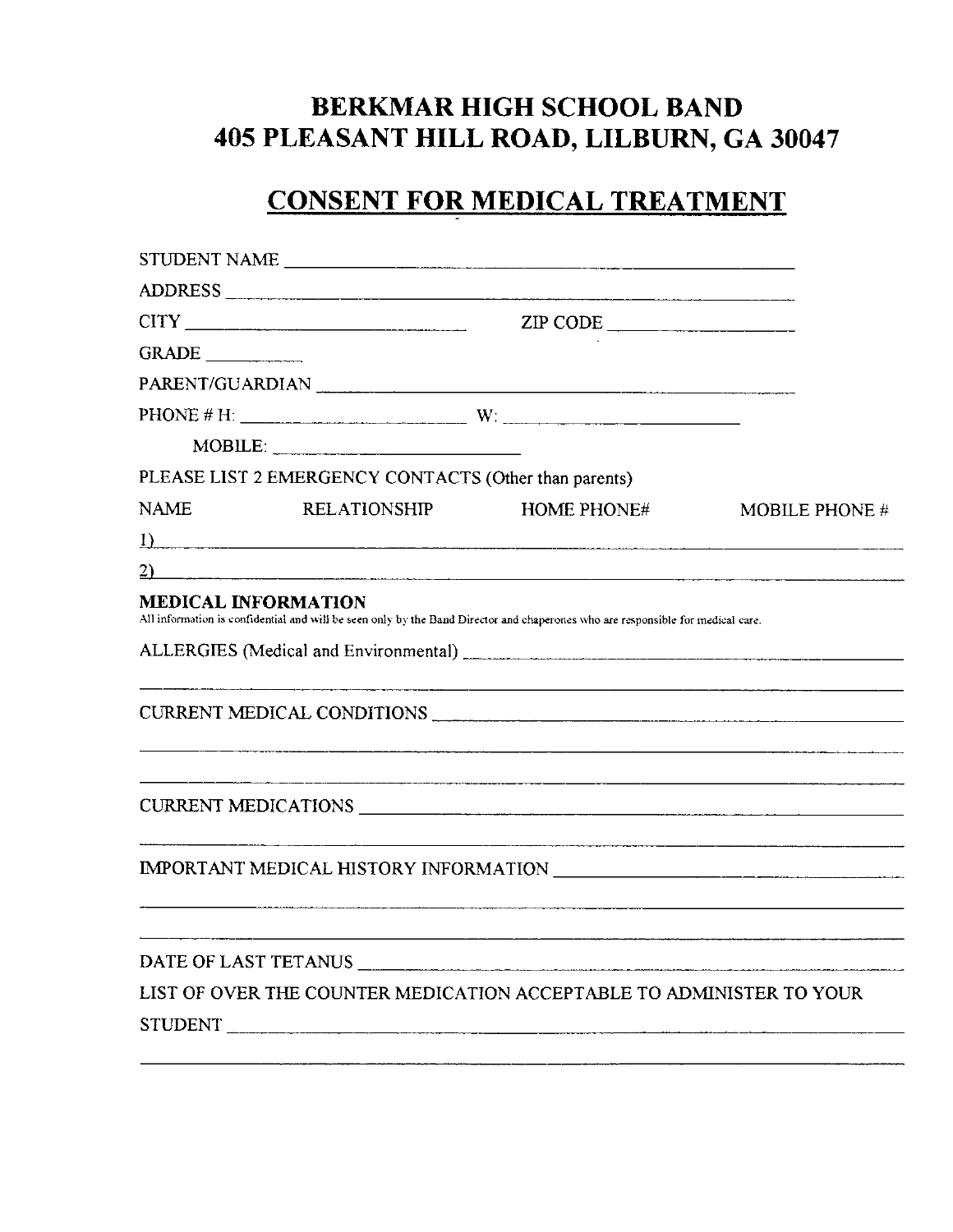# BERKMAR HIGH SCHOOL BAND
# 405 PLEASANT HILL ROAD, LILBURN, GA 30047

## CONSENT FOR MEDICAL TREATMENT

STUDENT NAME ______________________________________________

ADDRESS ___________________________________________________

CITY ____________________________ ZIP CODE __________________

GRADE __________

PARENT/GUARDIAN ___________________________________________

PHONE # H: ________________________ W: ________________________

MOBILE: ________________________

PLEASE LIST 2 EMERGENCY CONTACTS (Other than parents)

| NAME | RELATIONSHIP | HOME PHONE# | MOBILE PHONE # |
| --- | --- | --- | --- |
| 1) | | | |
| 2) | | | |

**MEDICAL INFORMATION**

All information is confidential and will be seen only by the Band Director and chaperones who are responsible for medical care.

ALLERGIES (Medical and Environmental) ______________________________

____________________________________________________________

CURRENT MEDICAL CONDITIONS ________________________________

____________________________________________________________

____________________________________________________________

CURRENT MEDICATIONS ______________________________________

____________________________________________________________

IMPORTANT MEDICAL HISTORY INFORMATION ____________________

____________________________________________________________

____________________________________________________________

DATE OF LAST TETANUS ______________________________________

LIST OF OVER THE COUNTER MEDICATION ACCEPTABLE TO ADMINISTER TO YOUR STUDENT ____________________________________________________

____________________________________________________________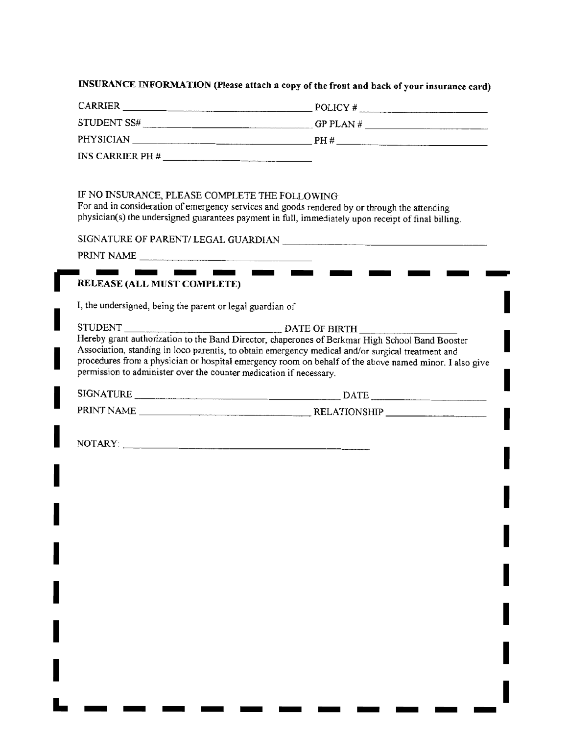**INSURANCE INFORMATION (Please attach a copy of the front and back of your insurance card)**

CARRIER ______________________________ POLICY # ____________________

STUDENT SS# ______________________________ GP PLAN # ____________________

PHYSICIAN ______________________________ PH # ____________________

INS CARRIER PH # ____________________

IF NO INSURANCE, PLEASE COMPLETE THE FOLLOWING:
For and in consideration of emergency services and goods rendered by or through the attending physician(s) the undersigned guarantees payment in full, immediately upon receipt of final billing.

SIGNATURE OF PARENT/ LEGAL GUARDIAN ______________________________

PRINT NAME ____________________

**RELEASE (ALL MUST COMPLETE)**

I, the undersigned, being the parent or legal guardian of

STUDENT ______________________________ DATE OF BIRTH ____________________

Hereby grant authorization to the Band Director, chaperones of Berkmar High School Band Booster Association, standing in loco parentis, to obtain emergency medical and/or surgical treatment and procedures from a physician or hospital emergency room on behalf of the above named minor. I also give permission to administer over the counter medication if necessary.

SIGNATURE ______________________________ DATE ____________________

PRINT NAME ______________________________ RELATIONSHIP ____________________

NOTARY: ______________________________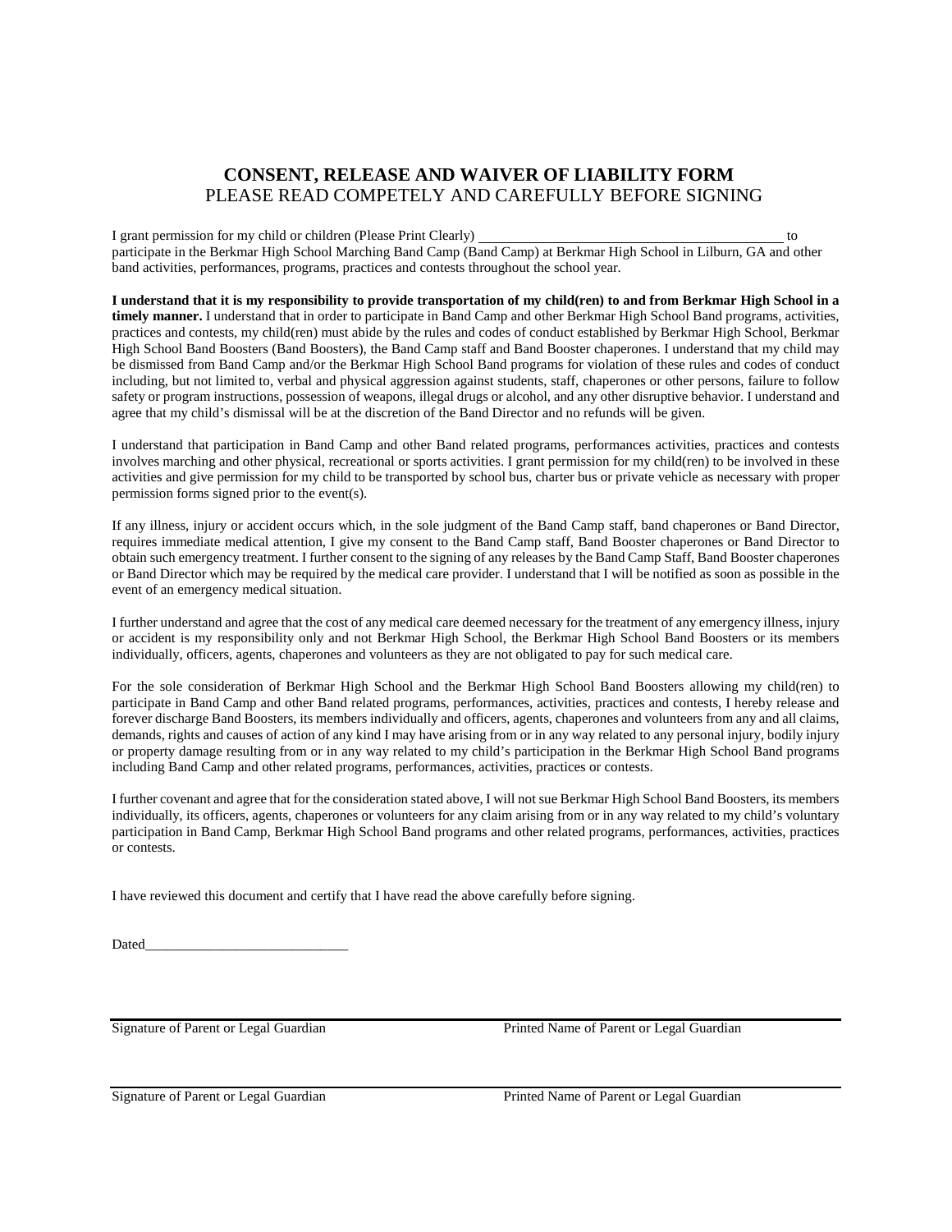# CONSENT, RELEASE AND WAIVER OF LIABILITY FORM

PLEASE READ COMPETELY AND CAREFULLY BEFORE SIGNING

I grant permission for my child or children (Please Print Clearly) ___________________________________________ to participate in the Berkmar High School Marching Band Camp (Band Camp) at Berkmar High School in Lilburn, GA and other band activities, performances, programs, practices and contests throughout the school year.

**I understand that it is my responsibility to provide transportation of my child(ren) to and from Berkmar High School in a timely manner.** I understand that in order to participate in Band Camp and other Berkmar High School Band programs, activities, practices and contests, my child(ren) must abide by the rules and codes of conduct established by Berkmar High School, Berkmar High School Band Boosters (Band Boosters), the Band Camp staff and Band Booster chaperones. I understand that my child may be dismissed from Band Camp and/or the Berkmar High School Band programs for violation of these rules and codes of conduct including, but not limited to, verbal and physical aggression against students, staff, chaperones or other persons, failure to follow safety or program instructions, possession of weapons, illegal drugs or alcohol, and any other disruptive behavior. I understand and agree that my child's dismissal will be at the discretion of the Band Director and no refunds will be given.

I understand that participation in Band Camp and other Band related programs, performances activities, practices and contests involves marching and other physical, recreational or sports activities. I grant permission for my child(ren) to be involved in these activities and give permission for my child to be transported by school bus, charter bus or private vehicle as necessary with proper permission forms signed prior to the event(s).

If any illness, injury or accident occurs which, in the sole judgment of the Band Camp staff, band chaperones or Band Director, requires immediate medical attention, I give my consent to the Band Camp staff, Band Booster chaperones or Band Director to obtain such emergency treatment. I further consent to the signing of any releases by the Band Camp Staff, Band Booster chaperones or Band Director which may be required by the medical care provider. I understand that I will be notified as soon as possible in the event of an emergency medical situation.

I further understand and agree that the cost of any medical care deemed necessary for the treatment of any emergency illness, injury or accident is my responsibility only and not Berkmar High School, the Berkmar High School Band Boosters or its members individually, officers, agents, chaperones and volunteers as they are not obligated to pay for such medical care.

For the sole consideration of Berkmar High School and the Berkmar High School Band Boosters allowing my child(ren) to participate in Band Camp and other Band related programs, performances, activities, practices and contests, I hereby release and forever discharge Band Boosters, its members individually and officers, agents, chaperones and volunteers from any and all claims, demands, rights and causes of action of any kind I may have arising from or in any way related to any personal injury, bodily injury or property damage resulting from or in any way related to my child's participation in the Berkmar High School Band programs including Band Camp and other related programs, performances, activities, practices or contests.

I further covenant and agree that for the consideration stated above, I will not sue Berkmar High School Band Boosters, its members individually, its officers, agents, chaperones or volunteers for any claim arising from or in any way related to my child's voluntary participation in Band Camp, Berkmar High School Band programs and other related programs, performances, activities, practices or contests.

I have reviewed this document and certify that I have read the above carefully before signing.

Dated_____________________________

Signature of Parent or Legal Guardian                Printed Name of Parent or Legal Guardian

Signature of Parent or Legal Guardian                Printed Name of Parent or Legal Guardian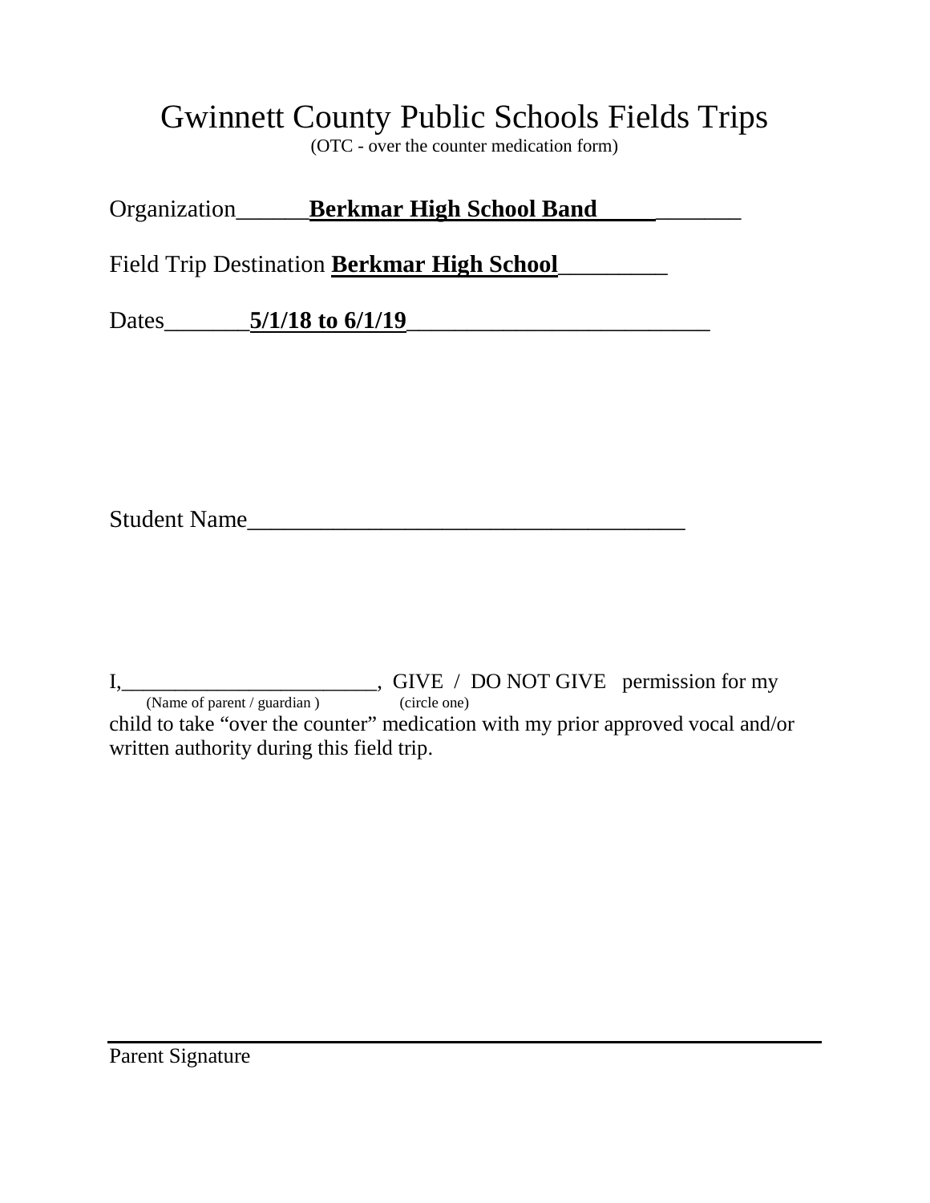# Gwinnett County Public Schools Fields Trips

(OTC - over the counter medication form)

Organization______**Berkmar High School Band**_____________

Field Trip Destination **Berkmar High School**_________

Dates_______**5/1/18 to 6/1/19**__________________________

Student Name______________________________________

I,_________________________, GIVE / DO NOT GIVE permission for my
(Name of parent / guardian ) (circle one)
child to take "over the counter" medication with my prior approved vocal and/or written authority during this field trip.

_______________________________________________

Parent Signature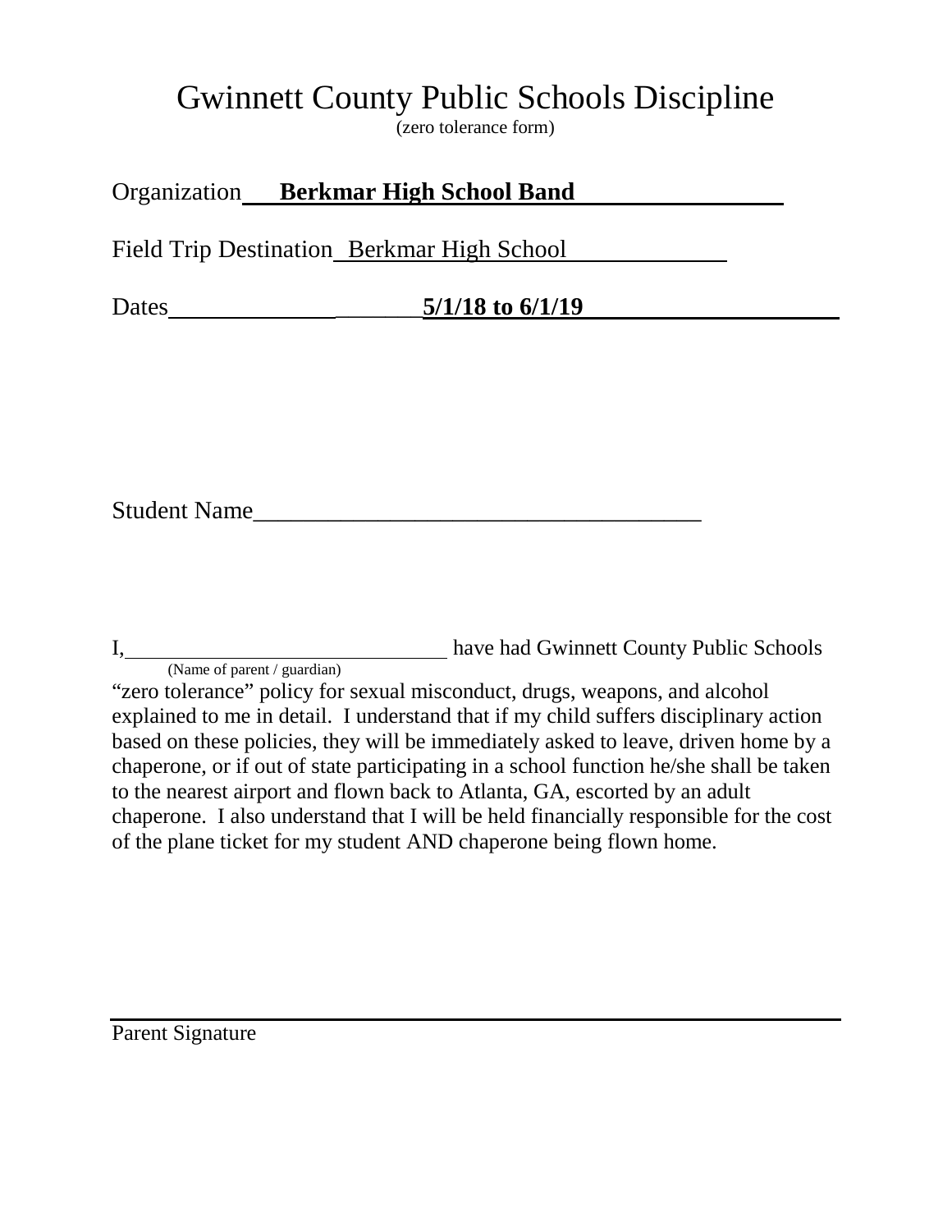# Gwinnett County Public Schools Discipline

(zero tolerance form)

Organization **Berkmar High School Band**

Field Trip Destination Berkmar High School

Dates **5/1/18 to 6/1/19**

Student Name_____________________________________

I,______________________________ have had Gwinnett County Public Schools
(Name of parent / guardian)
"zero tolerance" policy for sexual misconduct, drugs, weapons, and alcohol explained to me in detail. I understand that if my child suffers disciplinary action based on these policies, they will be immediately asked to leave, driven home by a chaperone, or if out of state participating in a school function he/she shall be taken to the nearest airport and flown back to Atlanta, GA, escorted by an adult chaperone. I also understand that I will be held financially responsible for the cost of the plane ticket for my student AND chaperone being flown home.

_____________________________________________
Parent Signature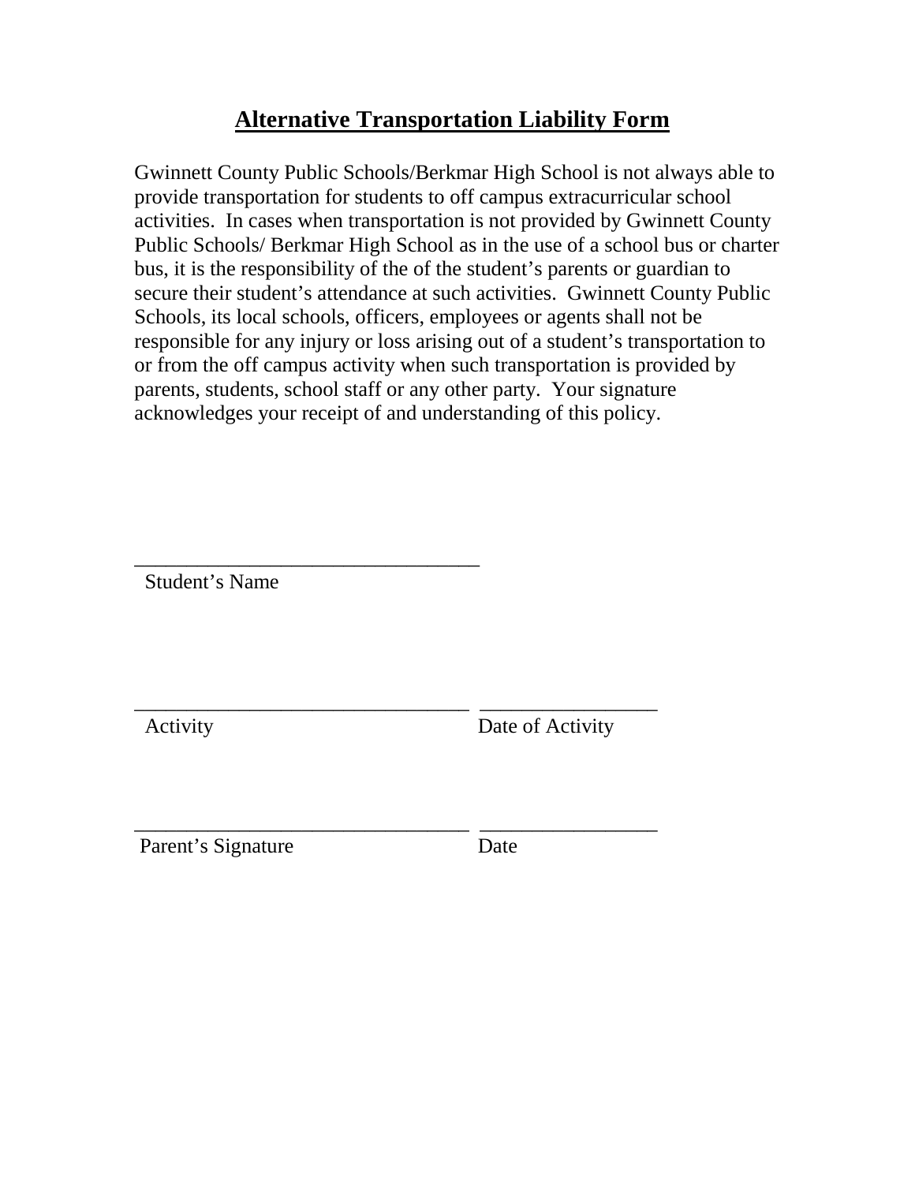# Alternative Transportation Liability Form

Gwinnett County Public Schools/Berkmar High School is not always able to provide transportation for students to off campus extracurricular school activities. In cases when transportation is not provided by Gwinnett County Public Schools/ Berkmar High School as in the use of a school bus or charter bus, it is the responsibility of the of the student's parents or guardian to secure their student's attendance at such activities. Gwinnett County Public Schools, its local schools, officers, employees or agents shall not be responsible for any injury or loss arising out of a student's transportation to or from the off campus activity when such transportation is provided by parents, students, school staff or any other party. Your signature acknowledges your receipt of and understanding of this policy.

_________________________________
Student's Name

_______________________________ ________________
Activity Date of Activity

_______________________________ ________________
Parent's Signature Date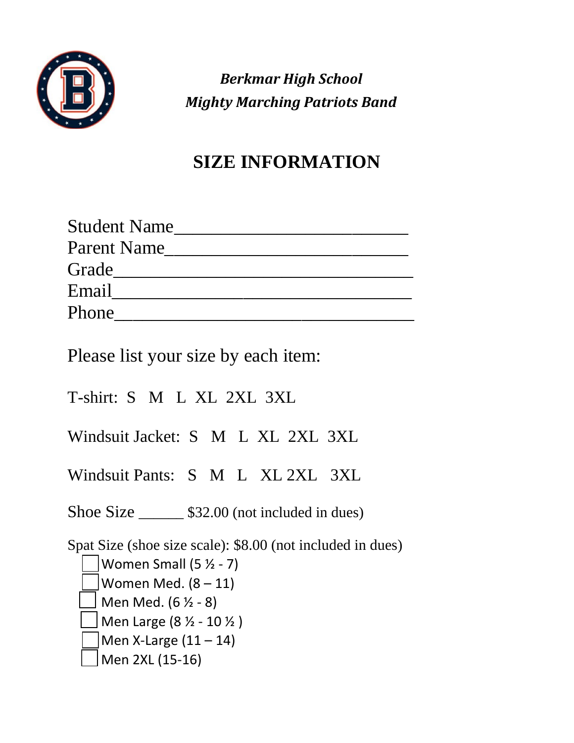*Berkmar High School*
*Mighty Marching Patriots Band*

# SIZE INFORMATION

Student Name_______________________
Parent Name_______________________
Grade_____________________________
Email_____________________________
Phone_____________________________

Please list your size by each item:

T-shirt: S M L XL 2XL 3XL

Windsuit Jacket: S M L XL 2XL 3XL

Windsuit Pants: S M L XL 2XL 3XL

Shoe Size ______ $32.00 (not included in dues)

Spat Size (shoe size scale): $8.00 (not included in dues)

- ☐ Women Small (5 ½ - 7)
- ☐ Women Med. (8 – 11)
- ☐ Men Med. (6 ½ - 8)
- ☐ Men Large (8 ½ - 10 ½ )
- ☐ Men X-Large (11 – 14)
- ☐ Men 2XL (15-16)